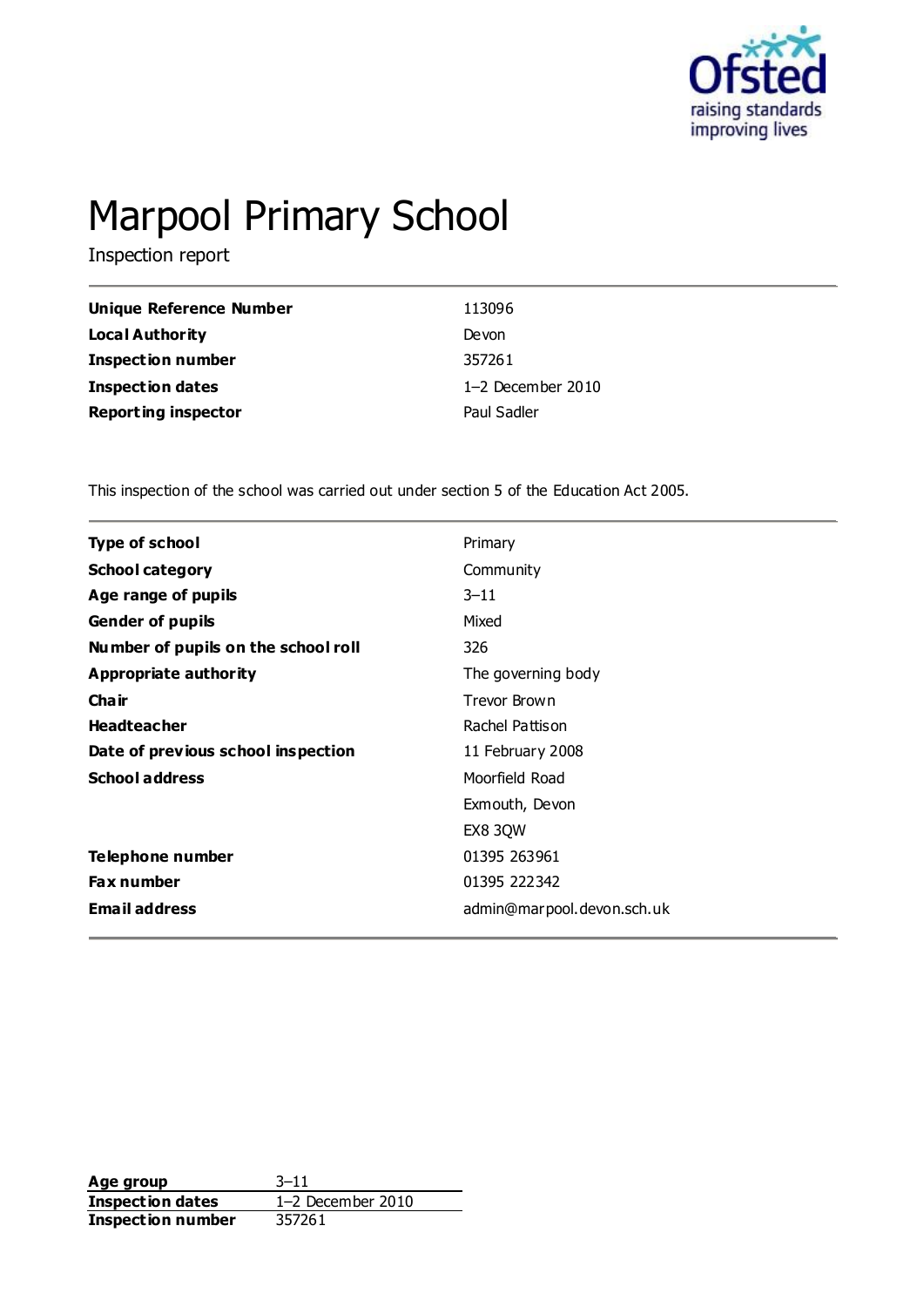# Marpool Primary School

Inspection report

| | |
|---|---|
| **Unique Reference Number** | 113096 |
| **Local Authority** | Devon |
| **Inspection number** | 357261 |
| **Inspection dates** | 1–2 December 2010 |
| **Reporting inspector** | Paul Sadler |

This inspection of the school was carried out under section 5 of the Education Act 2005.

| | |
|---|---|
| **Type of school** | Primary |
| **School category** | Community |
| **Age range of pupils** | 3–11 |
| **Gender of pupils** | Mixed |
| **Number of pupils on the school roll** | 326 |
| **Appropriate authority** | The governing body |
| **Chair** | Trevor Brown |
| **Headteacher** | Rachel Pattison |
| **Date of previous school inspection** | 11 February 2008 |
| **School address** | Moorfield Road<br>Exmouth, Devon<br>EX8 3QW |
| **Telephone number** | 01395 263961 |
| **Fax number** | 01395 222342 |
| **Email address** | admin@marpool.devon.sch.uk |

| | |
|---|---|
| **Age group** | 3–11 |
| **Inspection dates** | 1–2 December 2010 |
| **Inspection number** | 357261 |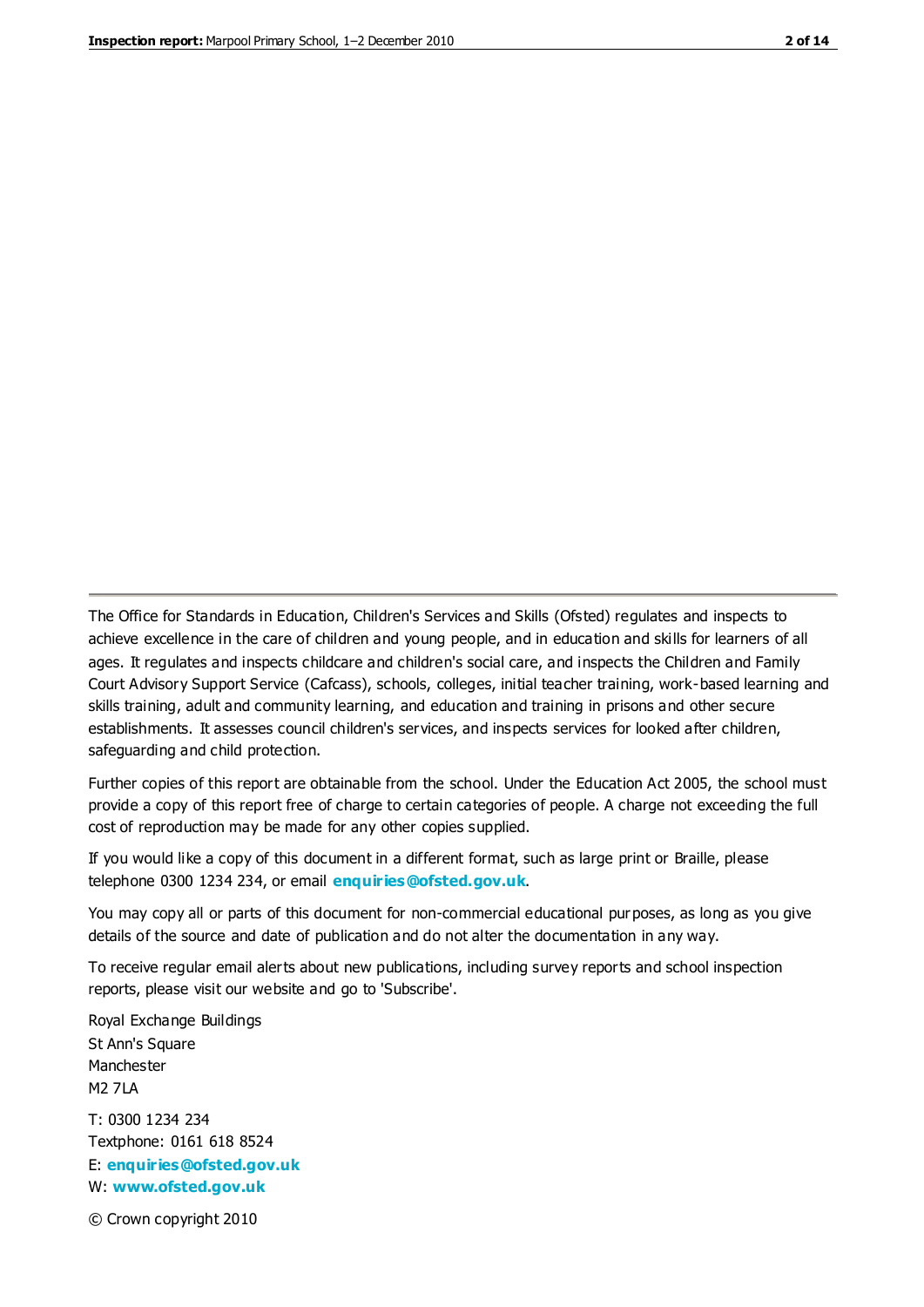The Office for Standards in Education, Children's Services and Skills (Ofsted) regulates and inspects to achieve excellence in the care of children and young people, and in education and skills for learners of all ages. It regulates and inspects childcare and children's social care, and inspects the Children and Family Court Advisory Support Service (Cafcass), schools, colleges, initial teacher training, work-based learning and skills training, adult and community learning, and education and training in prisons and other secure establishments. It assesses council children's services, and inspects services for looked after children, safeguarding and child protection.

Further copies of this report are obtainable from the school. Under the Education Act 2005, the school must provide a copy of this report free of charge to certain categories of people. A charge not exceeding the full cost of reproduction may be made for any other copies supplied.

If you would like a copy of this document in a different format, such as large print or Braille, please telephone 0300 1234 234, or email **enquiries@ofsted.gov.uk**.

You may copy all or parts of this document for non-commercial educational purposes, as long as you give details of the source and date of publication and do not alter the documentation in any way.

To receive regular email alerts about new publications, including survey reports and school inspection reports, please visit our website and go to 'Subscribe'.

Royal Exchange Buildings
St Ann's Square
Manchester
M2 7LA

T: 0300 1234 234
Textphone: 0161 618 8524
E: **enquiries@ofsted.gov.uk**
W: **www.ofsted.gov.uk**

© Crown copyright 2010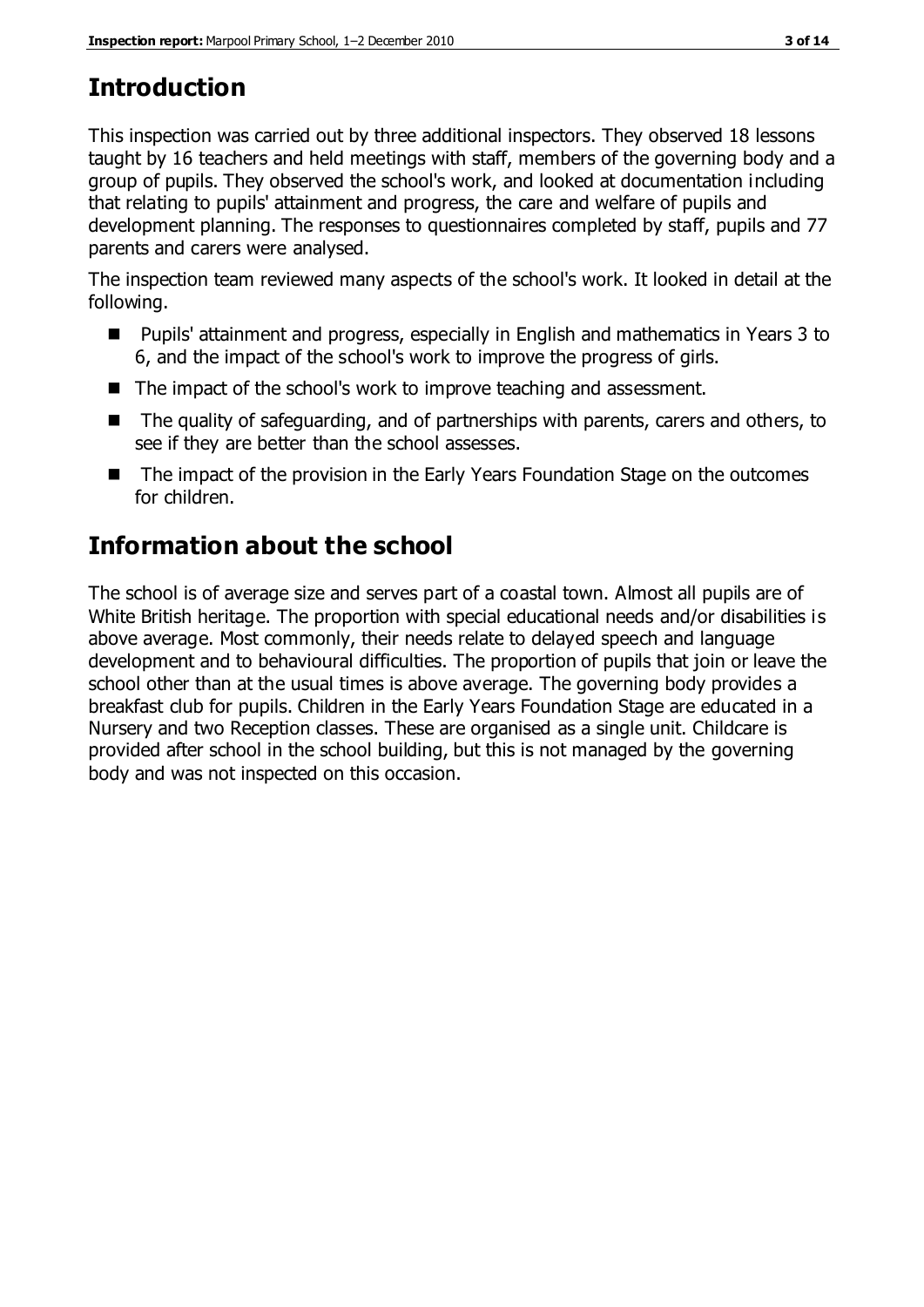## Introduction

This inspection was carried out by three additional inspectors. They observed 18 lessons taught by 16 teachers and held meetings with staff, members of the governing body and a group of pupils. They observed the school's work, and looked at documentation including that relating to pupils' attainment and progress, the care and welfare of pupils and development planning. The responses to questionnaires completed by staff, pupils and 77 parents and carers were analysed.

The inspection team reviewed many aspects of the school's work. It looked in detail at the following.

- Pupils' attainment and progress, especially in English and mathematics in Years 3 to 6, and the impact of the school's work to improve the progress of girls.
- The impact of the school's work to improve teaching and assessment.
- The quality of safeguarding, and of partnerships with parents, carers and others, to see if they are better than the school assesses.
- The impact of the provision in the Early Years Foundation Stage on the outcomes for children.

## Information about the school

The school is of average size and serves part of a coastal town. Almost all pupils are of White British heritage. The proportion with special educational needs and/or disabilities is above average. Most commonly, their needs relate to delayed speech and language development and to behavioural difficulties. The proportion of pupils that join or leave the school other than at the usual times is above average. The governing body provides a breakfast club for pupils. Children in the Early Years Foundation Stage are educated in a Nursery and two Reception classes. These are organised as a single unit. Childcare is provided after school in the school building, but this is not managed by the governing body and was not inspected on this occasion.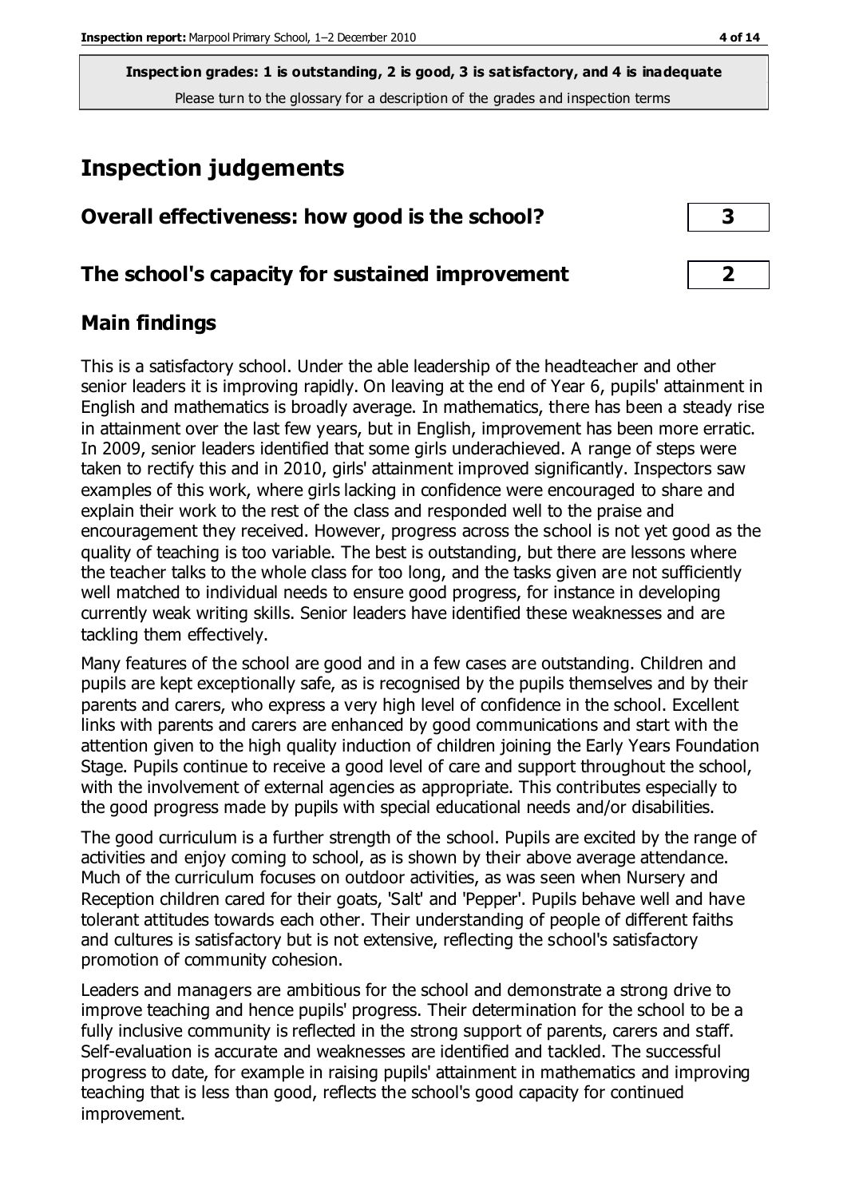**Inspection grades: 1 is outstanding, 2 is good, 3 is satisfactory, and 4 is inadequate**
Please turn to the glossary for a description of the grades and inspection terms

# Inspection judgements

| Overall effectiveness: how good is the school? | 3 |
|---|---|
| The school's capacity for sustained improvement | 2 |

## Main findings

This is a satisfactory school. Under the able leadership of the headteacher and other senior leaders it is improving rapidly. On leaving at the end of Year 6, pupils' attainment in English and mathematics is broadly average. In mathematics, there has been a steady rise in attainment over the last few years, but in English, improvement has been more erratic. In 2009, senior leaders identified that some girls underachieved. A range of steps were taken to rectify this and in 2010, girls' attainment improved significantly. Inspectors saw examples of this work, where girls lacking in confidence were encouraged to share and explain their work to the rest of the class and responded well to the praise and encouragement they received. However, progress across the school is not yet good as the quality of teaching is too variable. The best is outstanding, but there are lessons where the teacher talks to the whole class for too long, and the tasks given are not sufficiently well matched to individual needs to ensure good progress, for instance in developing currently weak writing skills. Senior leaders have identified these weaknesses and are tackling them effectively.

Many features of the school are good and in a few cases are outstanding. Children and pupils are kept exceptionally safe, as is recognised by the pupils themselves and by their parents and carers, who express a very high level of confidence in the school. Excellent links with parents and carers are enhanced by good communications and start with the attention given to the high quality induction of children joining the Early Years Foundation Stage. Pupils continue to receive a good level of care and support throughout the school, with the involvement of external agencies as appropriate. This contributes especially to the good progress made by pupils with special educational needs and/or disabilities.

The good curriculum is a further strength of the school. Pupils are excited by the range of activities and enjoy coming to school, as is shown by their above average attendance. Much of the curriculum focuses on outdoor activities, as was seen when Nursery and Reception children cared for their goats, 'Salt' and 'Pepper'. Pupils behave well and have tolerant attitudes towards each other. Their understanding of people of different faiths and cultures is satisfactory but is not extensive, reflecting the school's satisfactory promotion of community cohesion.

Leaders and managers are ambitious for the school and demonstrate a strong drive to improve teaching and hence pupils' progress. Their determination for the school to be a fully inclusive community is reflected in the strong support of parents, carers and staff. Self-evaluation is accurate and weaknesses are identified and tackled. The successful progress to date, for example in raising pupils' attainment in mathematics and improving teaching that is less than good, reflects the school's good capacity for continued improvement.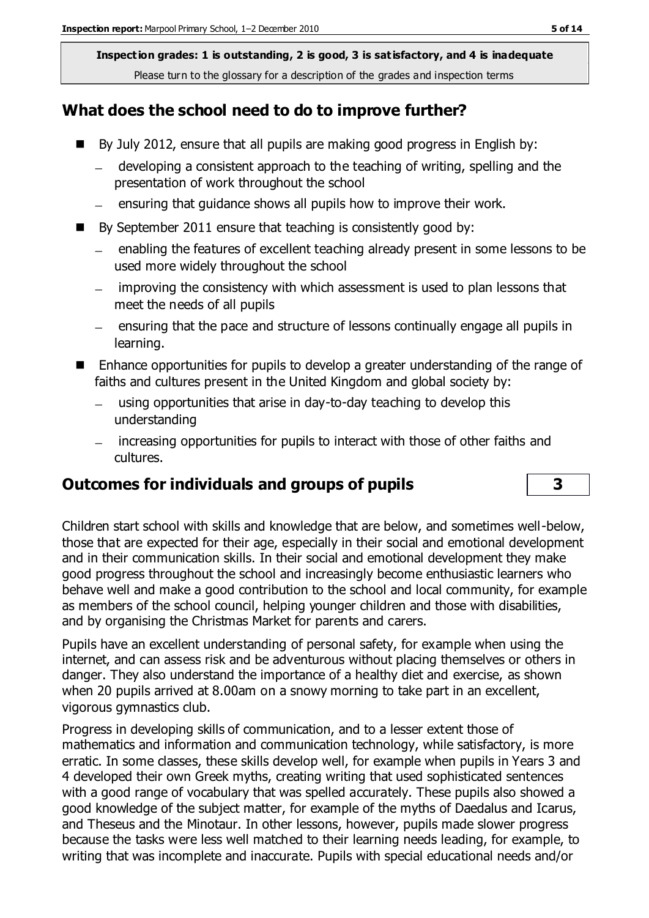**Inspection grades: 1 is outstanding, 2 is good, 3 is satisfactory, and 4 is inadequate**
Please turn to the glossary for a description of the grades and inspection terms

## What does the school need to do to improve further?

- By July 2012, ensure that all pupils are making good progress in English by:
  - developing a consistent approach to the teaching of writing, spelling and the presentation of work throughout the school
  - ensuring that guidance shows all pupils how to improve their work.
- By September 2011 ensure that teaching is consistently good by:
  - enabling the features of excellent teaching already present in some lessons to be used more widely throughout the school
  - improving the consistency with which assessment is used to plan lessons that meet the needs of all pupils
  - ensuring that the pace and structure of lessons continually engage all pupils in learning.
- Enhance opportunities for pupils to develop a greater understanding of the range of faiths and cultures present in the United Kingdom and global society by:
  - using opportunities that arise in day-to-day teaching to develop this understanding
  - increasing opportunities for pupils to interact with those of other faiths and cultures.

## Outcomes for individuals and groups of pupils — 3

Children start school with skills and knowledge that are below, and sometimes well-below, those that are expected for their age, especially in their social and emotional development and in their communication skills. In their social and emotional development they make good progress throughout the school and increasingly become enthusiastic learners who behave well and make a good contribution to the school and local community, for example as members of the school council, helping younger children and those with disabilities, and by organising the Christmas Market for parents and carers.

Pupils have an excellent understanding of personal safety, for example when using the internet, and can assess risk and be adventurous without placing themselves or others in danger. They also understand the importance of a healthy diet and exercise, as shown when 20 pupils arrived at 8.00am on a snowy morning to take part in an excellent, vigorous gymnastics club.

Progress in developing skills of communication, and to a lesser extent those of mathematics and information and communication technology, while satisfactory, is more erratic. In some classes, these skills develop well, for example when pupils in Years 3 and 4 developed their own Greek myths, creating writing that used sophisticated sentences with a good range of vocabulary that was spelled accurately. These pupils also showed a good knowledge of the subject matter, for example of the myths of Daedalus and Icarus, and Theseus and the Minotaur. In other lessons, however, pupils made slower progress because the tasks were less well matched to their learning needs leading, for example, to writing that was incomplete and inaccurate. Pupils with special educational needs and/or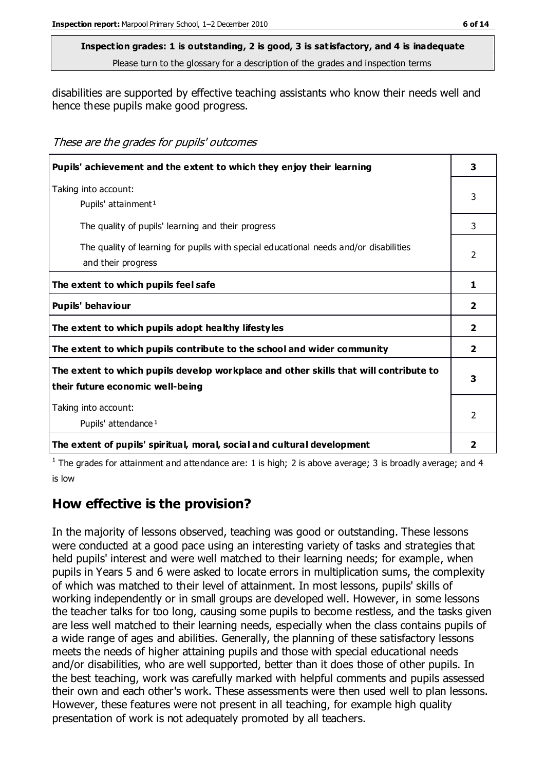**Inspection grades: 1 is outstanding, 2 is good, 3 is satisfactory, and 4 is inadequate**

Please turn to the glossary for a description of the grades and inspection terms

disabilities are supported by effective teaching assistants who know their needs well and hence these pupils make good progress.

*These are the grades for pupils' outcomes*

| **Pupils' achievement and the extent to which they enjoy their learning** | **3** |
|---|---|
| Taking into account: Pupils' attainment[1] | 3 |
| The quality of pupils' learning and their progress | 3 |
| The quality of learning for pupils with special educational needs and/or disabilities and their progress | 2 |
| **The extent to which pupils feel safe** | **1** |
| **Pupils' behaviour** | **2** |
| **The extent to which pupils adopt healthy lifestyles** | **2** |
| **The extent to which pupils contribute to the school and wider community** | **2** |
| **The extent to which pupils develop workplace and other skills that will contribute to their future economic well-being** | **3** |
| Taking into account: Pupils' attendance[1] | 2 |
| **The extent of pupils' spiritual, moral, social and cultural development** | **2** |

[1] The grades for attainment and attendance are: 1 is high; 2 is above average; 3 is broadly average; and 4 is low

## How effective is the provision?

In the majority of lessons observed, teaching was good or outstanding. These lessons were conducted at a good pace using an interesting variety of tasks and strategies that held pupils' interest and were well matched to their learning needs; for example, when pupils in Years 5 and 6 were asked to locate errors in multiplication sums, the complexity of which was matched to their level of attainment. In most lessons, pupils' skills of working independently or in small groups are developed well. However, in some lessons the teacher talks for too long, causing some pupils to become restless, and the tasks given are less well matched to their learning needs, especially when the class contains pupils of a wide range of ages and abilities. Generally, the planning of these satisfactory lessons meets the needs of higher attaining pupils and those with special educational needs and/or disabilities, who are well supported, better than it does those of other pupils. In the best teaching, work was carefully marked with helpful comments and pupils assessed their own and each other's work. These assessments were then used well to plan lessons. However, these features were not present in all teaching, for example high quality presentation of work is not adequately promoted by all teachers.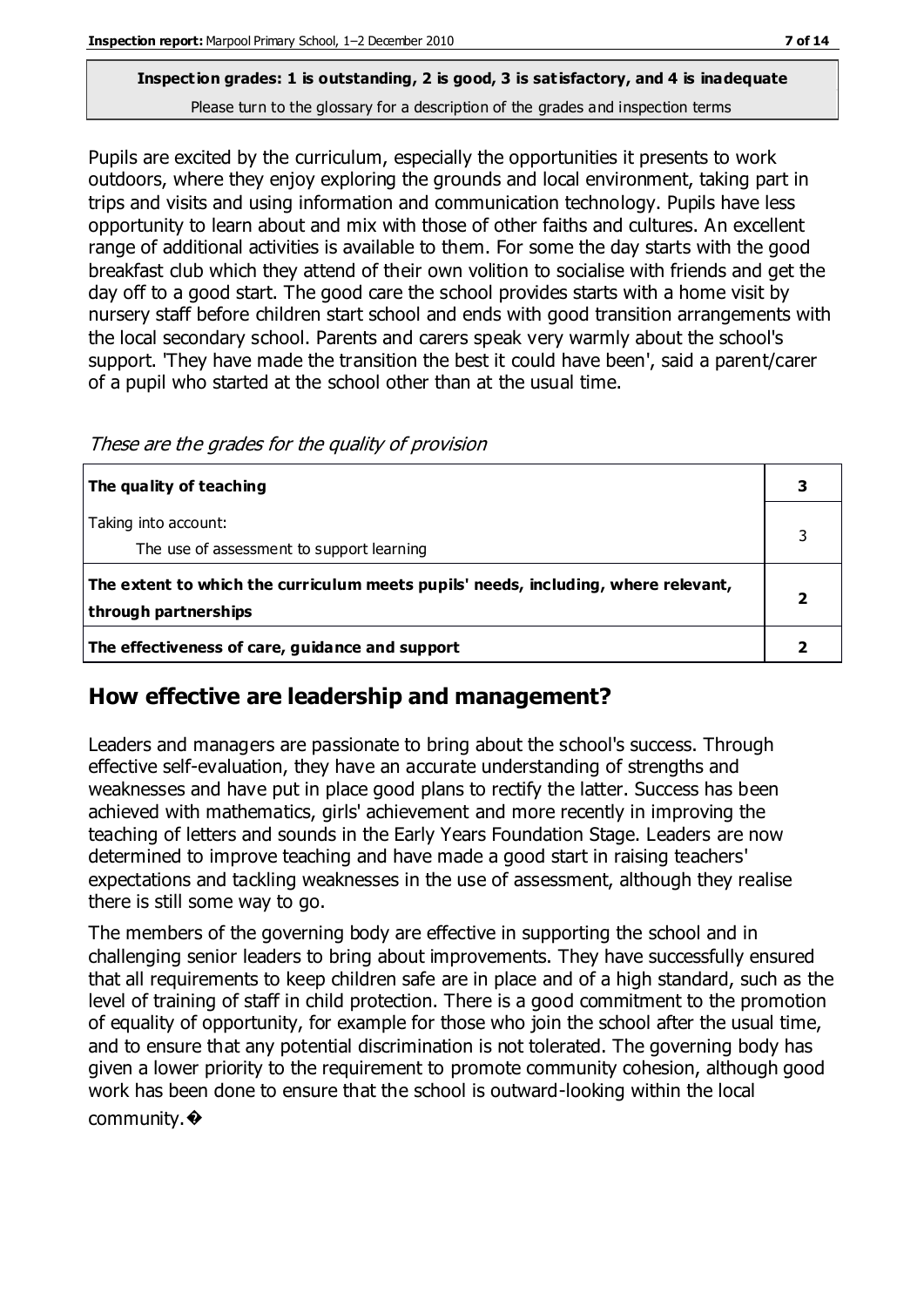**Inspection grades: 1 is outstanding, 2 is good, 3 is satisfactory, and 4 is inadequate**
Please turn to the glossary for a description of the grades and inspection terms

Pupils are excited by the curriculum, especially the opportunities it presents to work outdoors, where they enjoy exploring the grounds and local environment, taking part in trips and visits and using information and communication technology. Pupils have less opportunity to learn about and mix with those of other faiths and cultures. An excellent range of additional activities is available to them. For some the day starts with the good breakfast club which they attend of their own volition to socialise with friends and get the day off to a good start. The good care the school provides starts with a home visit by nursery staff before children start school and ends with good transition arrangements with the local secondary school. Parents and carers speak very warmly about the school's support. 'They have made the transition the best it could have been', said a parent/carer of a pupil who started at the school other than at the usual time.

*These are the grades for the quality of provision*

| | |
|---|---|
| **The quality of teaching** | **3** |
| Taking into account:<br>The use of assessment to support learning | 3 |
| **The extent to which the curriculum meets pupils' needs, including, where relevant, through partnerships** | **2** |
| **The effectiveness of care, guidance and support** | **2** |

## How effective are leadership and management?

Leaders and managers are passionate to bring about the school's success. Through effective self-evaluation, they have an accurate understanding of strengths and weaknesses and have put in place good plans to rectify the latter. Success has been achieved with mathematics, girls' achievement and more recently in improving the teaching of letters and sounds in the Early Years Foundation Stage. Leaders are now determined to improve teaching and have made a good start in raising teachers' expectations and tackling weaknesses in the use of assessment, although they realise there is still some way to go.

The members of the governing body are effective in supporting the school and in challenging senior leaders to bring about improvements. They have successfully ensured that all requirements to keep children safe are in place and of a high standard, such as the level of training of staff in child protection. There is a good commitment to the promotion of equality of opportunity, for example for those who join the school after the usual time, and to ensure that any potential discrimination is not tolerated. The governing body has given a lower priority to the requirement to promote community cohesion, although good work has been done to ensure that the school is outward-looking within the local community.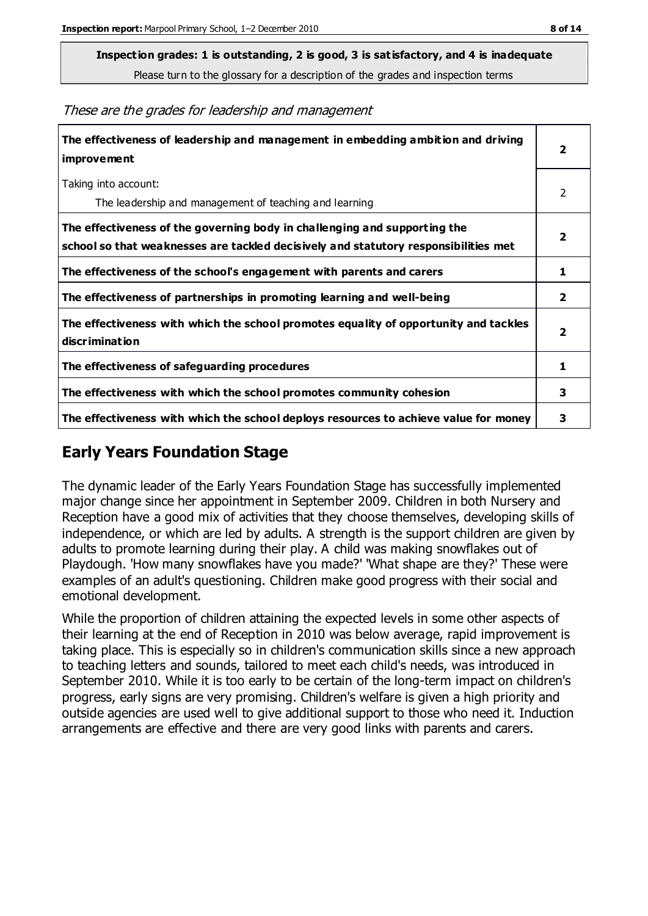**Inspection grades: 1 is outstanding, 2 is good, 3 is satisfactory, and 4 is inadequate**
Please turn to the glossary for a description of the grades and inspection terms

*These are the grades for leadership and management*

| | |
|---|---|
| **The effectiveness of leadership and management in embedding ambition and driving improvement** | **2** |
| Taking into account:<br>The leadership and management of teaching and learning | 2 |
| **The effectiveness of the governing body in challenging and supporting the school so that weaknesses are tackled decisively and statutory responsibilities met** | **2** |
| **The effectiveness of the school's engagement with parents and carers** | **1** |
| **The effectiveness of partnerships in promoting learning and well-being** | **2** |
| **The effectiveness with which the school promotes equality of opportunity and tackles discrimination** | **2** |
| **The effectiveness of safeguarding procedures** | **1** |
| **The effectiveness with which the school promotes community cohesion** | **3** |
| **The effectiveness with which the school deploys resources to achieve value for money** | **3** |

## Early Years Foundation Stage

The dynamic leader of the Early Years Foundation Stage has successfully implemented major change since her appointment in September 2009. Children in both Nursery and Reception have a good mix of activities that they choose themselves, developing skills of independence, or which are led by adults. A strength is the support children are given by adults to promote learning during their play. A child was making snowflakes out of Playdough. 'How many snowflakes have you made?' 'What shape are they?' These were examples of an adult's questioning. Children make good progress with their social and emotional development.

While the proportion of children attaining the expected levels in some other aspects of their learning at the end of Reception in 2010 was below average, rapid improvement is taking place. This is especially so in children's communication skills since a new approach to teaching letters and sounds, tailored to meet each child's needs, was introduced in September 2010. While it is too early to be certain of the long-term impact on children's progress, early signs are very promising. Children's welfare is given a high priority and outside agencies are used well to give additional support to those who need it. Induction arrangements are effective and there are very good links with parents and carers.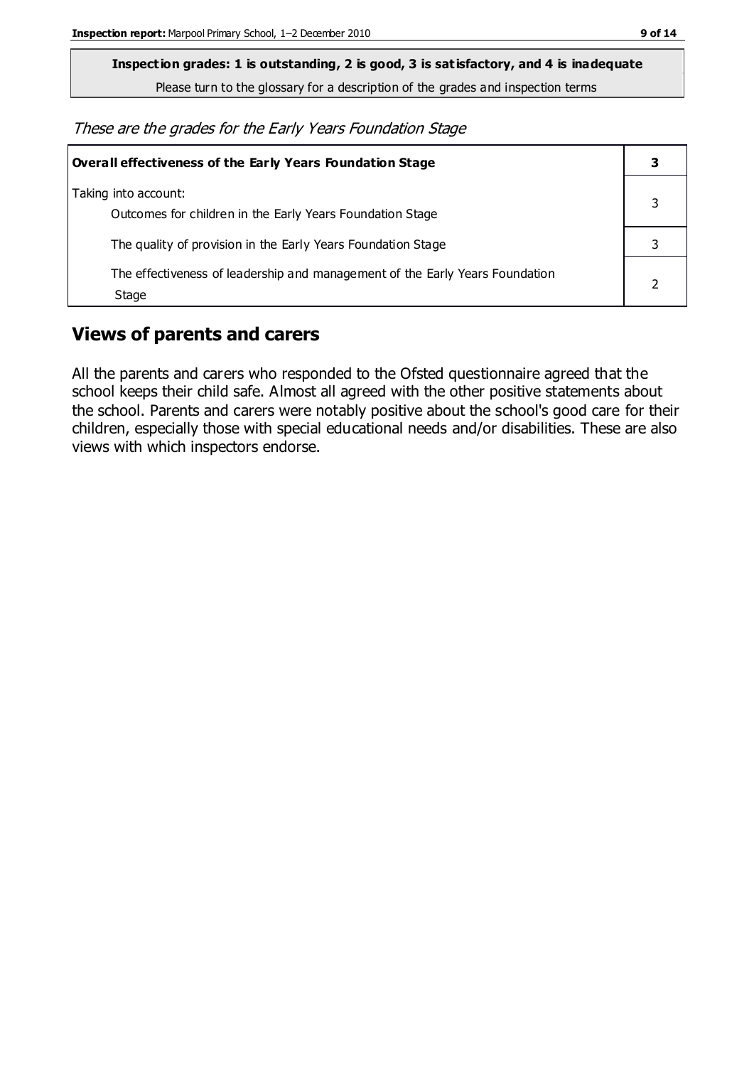**Inspection grades: 1 is outstanding, 2 is good, 3 is satisfactory, and 4 is inadequate**

Please turn to the glossary for a description of the grades and inspection terms

*These are the grades for the Early Years Foundation Stage*

| **Overall effectiveness of the Early Years Foundation Stage** | **3** |
|---|---|
| Taking into account:<br>Outcomes for children in the Early Years Foundation Stage | 3 |
| The quality of provision in the Early Years Foundation Stage | 3 |
| The effectiveness of leadership and management of the Early Years Foundation Stage | 2 |

## Views of parents and carers

All the parents and carers who responded to the Ofsted questionnaire agreed that the school keeps their child safe. Almost all agreed with the other positive statements about the school. Parents and carers were notably positive about the school's good care for their children, especially those with special educational needs and/or disabilities. These are also views with which inspectors endorse.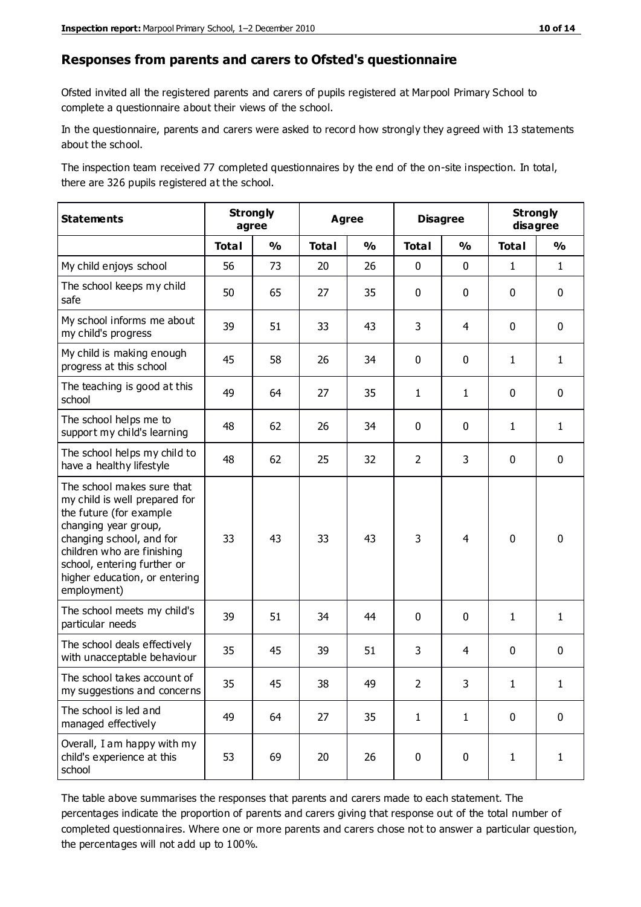## Responses from parents and carers to Ofsted's questionnaire

Ofsted invited all the registered parents and carers of pupils registered at Marpool Primary School to complete a questionnaire about their views of the school.

In the questionnaire, parents and carers were asked to record how strongly they agreed with 13 statements about the school.

The inspection team received 77 completed questionnaires by the end of the on-site inspection. In total, there are 326 pupils registered at the school.

| Statements | Strongly agree | | Agree | | Disagree | | Strongly disagree | |
|---|---|---|---|---|---|---|---|---|
| | Total | % | Total | % | Total | % | Total | % |
| My child enjoys school | 56 | 73 | 20 | 26 | 0 | 0 | 1 | 1 |
| The school keeps my child safe | 50 | 65 | 27 | 35 | 0 | 0 | 0 | 0 |
| My school informs me about my child's progress | 39 | 51 | 33 | 43 | 3 | 4 | 0 | 0 |
| My child is making enough progress at this school | 45 | 58 | 26 | 34 | 0 | 0 | 1 | 1 |
| The teaching is good at this school | 49 | 64 | 27 | 35 | 1 | 1 | 0 | 0 |
| The school helps me to support my child's learning | 48 | 62 | 26 | 34 | 0 | 0 | 1 | 1 |
| The school helps my child to have a healthy lifestyle | 48 | 62 | 25 | 32 | 2 | 3 | 0 | 0 |
| The school makes sure that my child is well prepared for the future (for example changing year group, changing school, and for children who are finishing school, entering further or higher education, or entering employment) | 33 | 43 | 33 | 43 | 3 | 4 | 0 | 0 |
| The school meets my child's particular needs | 39 | 51 | 34 | 44 | 0 | 0 | 1 | 1 |
| The school deals effectively with unacceptable behaviour | 35 | 45 | 39 | 51 | 3 | 4 | 0 | 0 |
| The school takes account of my suggestions and concerns | 35 | 45 | 38 | 49 | 2 | 3 | 1 | 1 |
| The school is led and managed effectively | 49 | 64 | 27 | 35 | 1 | 1 | 0 | 0 |
| Overall, I am happy with my child's experience at this school | 53 | 69 | 20 | 26 | 0 | 0 | 1 | 1 |

The table above summarises the responses that parents and carers made to each statement. The percentages indicate the proportion of parents and carers giving that response out of the total number of completed questionnaires. Where one or more parents and carers chose not to answer a particular question, the percentages will not add up to 100%.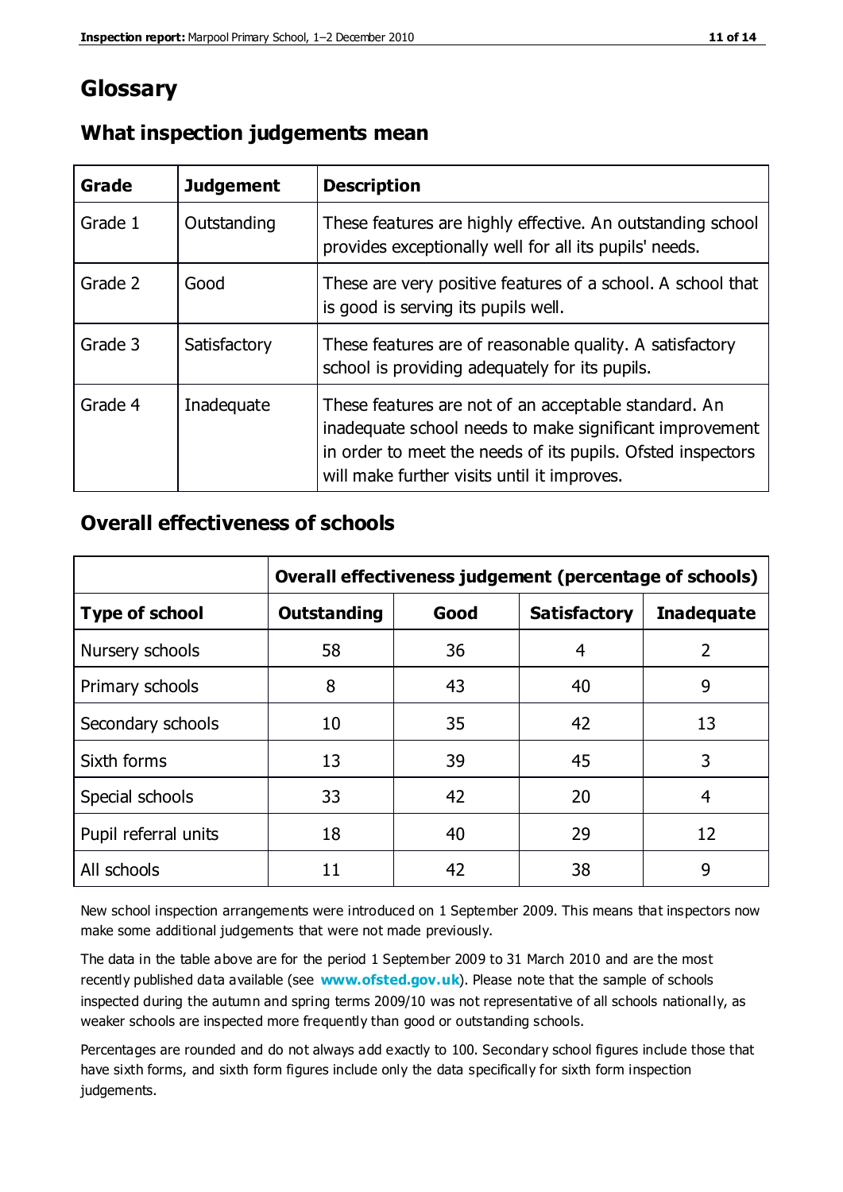# Glossary

## What inspection judgements mean

| Grade | Judgement | Description |
|---|---|---|
| Grade 1 | Outstanding | These features are highly effective. An outstanding school provides exceptionally well for all its pupils' needs. |
| Grade 2 | Good | These are very positive features of a school. A school that is good is serving its pupils well. |
| Grade 3 | Satisfactory | These features are of reasonable quality. A satisfactory school is providing adequately for its pupils. |
| Grade 4 | Inadequate | These features are not of an acceptable standard. An inadequate school needs to make significant improvement in order to meet the needs of its pupils. Ofsted inspectors will make further visits until it improves. |

## Overall effectiveness of schools

| | Overall effectiveness judgement (percentage of schools) | | | |
|---|---|---|---|---|
| **Type of school** | **Outstanding** | **Good** | **Satisfactory** | **Inadequate** |
| Nursery schools | 58 | 36 | 4 | 2 |
| Primary schools | 8 | 43 | 40 | 9 |
| Secondary schools | 10 | 35 | 42 | 13 |
| Sixth forms | 13 | 39 | 45 | 3 |
| Special schools | 33 | 42 | 20 | 4 |
| Pupil referral units | 18 | 40 | 29 | 12 |
| All schools | 11 | 42 | 38 | 9 |

New school inspection arrangements were introduced on 1 September 2009. This means that inspectors now make some additional judgements that were not made previously.

The data in the table above are for the period 1 September 2009 to 31 March 2010 and are the most recently published data available (see **www.ofsted.gov.uk**). Please note that the sample of schools inspected during the autumn and spring terms 2009/10 was not representative of all schools nationally, as weaker schools are inspected more frequently than good or outstanding schools.

Percentages are rounded and do not always add exactly to 100. Secondary school figures include those that have sixth forms, and sixth form figures include only the data specifically for sixth form inspection judgements.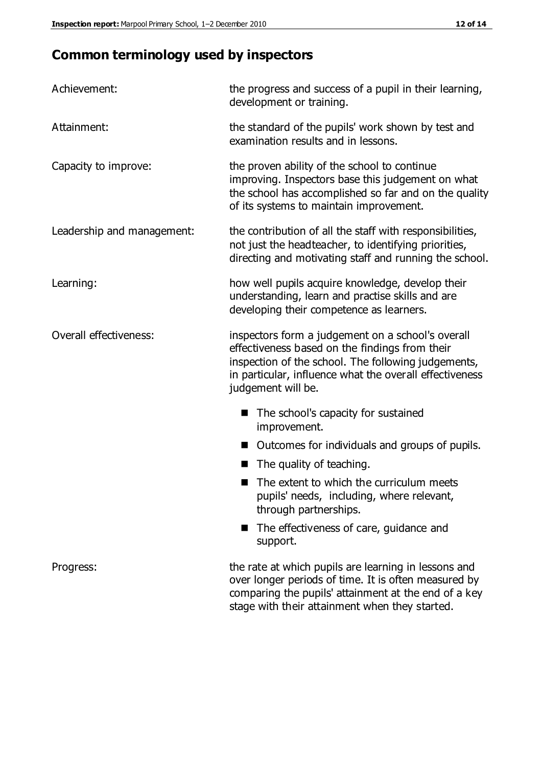## Common terminology used by inspectors

| | |
|---|---|
| Achievement: | the progress and success of a pupil in their learning, development or training. |
| Attainment: | the standard of the pupils' work shown by test and examination results and in lessons. |
| Capacity to improve: | the proven ability of the school to continue improving. Inspectors base this judgement on what the school has accomplished so far and on the quality of its systems to maintain improvement. |
| Leadership and management: | the contribution of all the staff with responsibilities, not just the headteacher, to identifying priorities, directing and motivating staff and running the school. |
| Learning: | how well pupils acquire knowledge, develop their understanding, learn and practise skills and are developing their competence as learners. |
| Overall effectiveness: | inspectors form a judgement on a school's overall effectiveness based on the findings from their inspection of the school. The following judgements, in particular, influence what the overall effectiveness judgement will be. |

- The school's capacity for sustained improvement.
- Outcomes for individuals and groups of pupils.
- The quality of teaching.
- The extent to which the curriculum meets pupils' needs, including, where relevant, through partnerships.
- The effectiveness of care, guidance and support.

| | |
|---|---|
| Progress: | the rate at which pupils are learning in lessons and over longer periods of time. It is often measured by comparing the pupils' attainment at the end of a key stage with their attainment when they started. |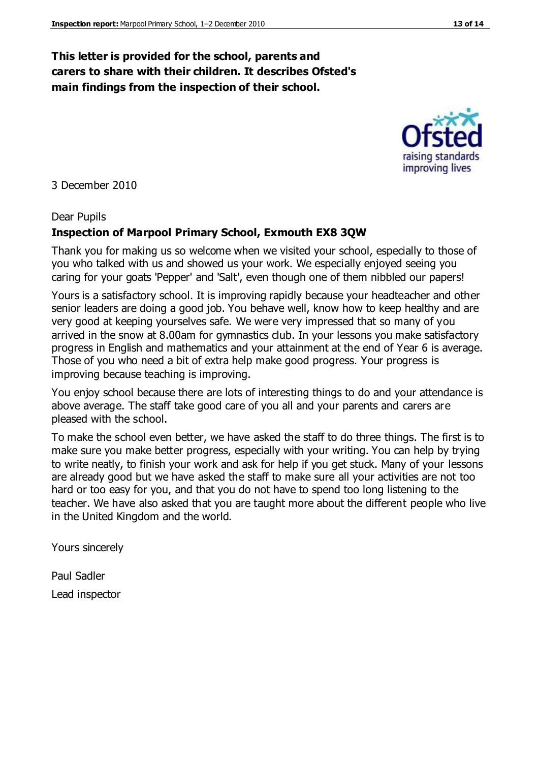**This letter is provided for the school, parents and carers to share with their children. It describes Ofsted's main findings from the inspection of their school.**

3 December 2010

Dear Pupils

**Inspection of Marpool Primary School, Exmouth EX8 3QW**

Thank you for making us so welcome when we visited your school, especially to those of you who talked with us and showed us your work. We especially enjoyed seeing you caring for your goats 'Pepper' and 'Salt', even though one of them nibbled our papers!

Yours is a satisfactory school. It is improving rapidly because your headteacher and other senior leaders are doing a good job. You behave well, know how to keep healthy and are very good at keeping yourselves safe. We were very impressed that so many of you arrived in the snow at 8.00am for gymnastics club. In your lessons you make satisfactory progress in English and mathematics and your attainment at the end of Year 6 is average. Those of you who need a bit of extra help make good progress. Your progress is improving because teaching is improving.

You enjoy school because there are lots of interesting things to do and your attendance is above average. The staff take good care of you all and your parents and carers are pleased with the school.

To make the school even better, we have asked the staff to do three things. The first is to make sure you make better progress, especially with your writing. You can help by trying to write neatly, to finish your work and ask for help if you get stuck. Many of your lessons are already good but we have asked the staff to make sure all your activities are not too hard or too easy for you, and that you do not have to spend too long listening to the teacher. We have also asked that you are taught more about the different people who live in the United Kingdom and the world.

Yours sincerely

Paul Sadler

Lead inspector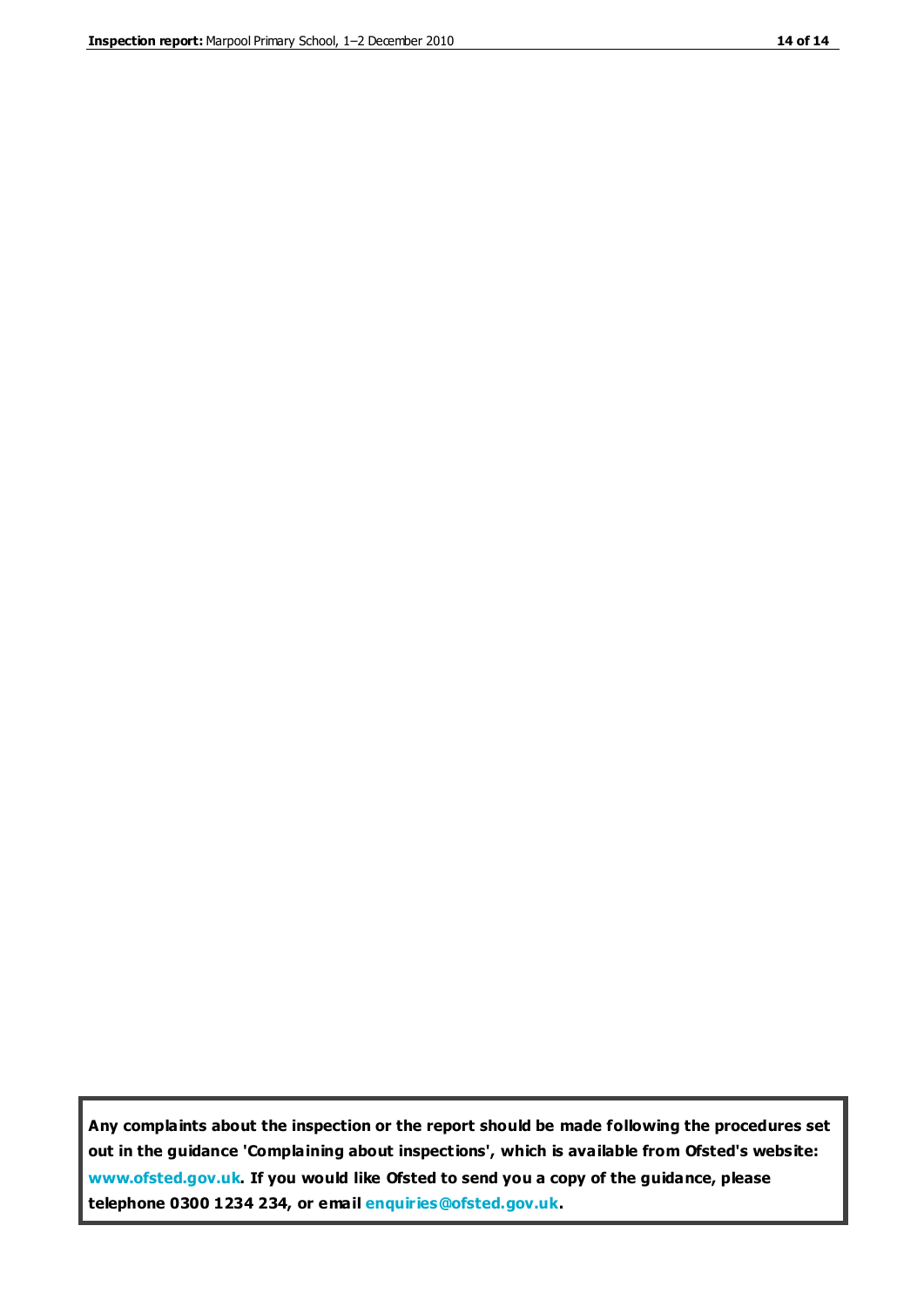**Any complaints about the inspection or the report should be made following the procedures set out in the guidance 'Complaining about inspections', which is available from Ofsted's website: www.ofsted.gov.uk. If you would like Ofsted to send you a copy of the guidance, please telephone 0300 1234 234, or email enquiries@ofsted.gov.uk.**